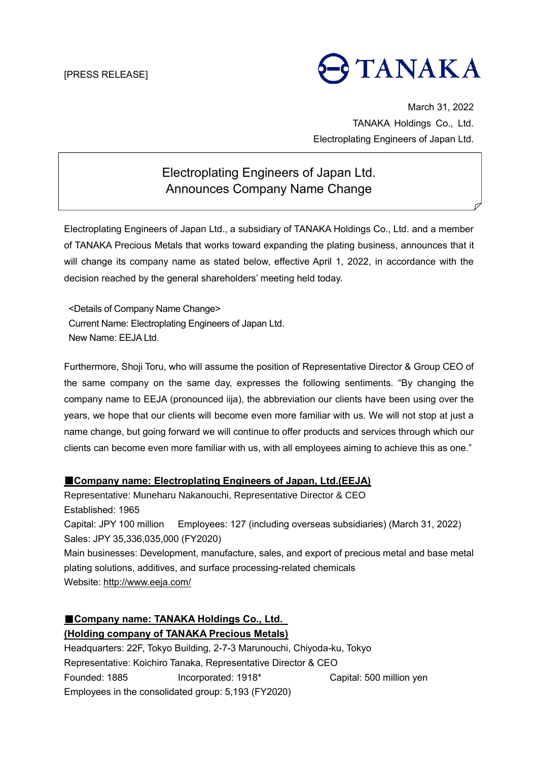[PRESS RELEASE]

TANAKA

March 31, 2022
TANAKA Holdings Co., Ltd.
Electroplating Engineers of Japan Ltd.

# Electroplating Engineers of Japan Ltd. Announces Company Name Change

Electroplating Engineers of Japan Ltd., a subsidiary of TANAKA Holdings Co., Ltd. and a member of TANAKA Precious Metals that works toward expanding the plating business, announces that it will change its company name as stated below, effective April 1, 2022, in accordance with the decision reached by the general shareholders' meeting held today.

<Details of Company Name Change>
Current Name: Electroplating Engineers of Japan Ltd.
New Name: EEJA Ltd.

Furthermore, Shoji Toru, who will assume the position of Representative Director & Group CEO of the same company on the same day, expresses the following sentiments. "By changing the company name to EEJA (pronounced iija), the abbreviation our clients have been using over the years, we hope that our clients will become even more familiar with us. We will not stop at just a name change, but going forward we will continue to offer products and services through which our clients can become even more familiar with us, with all employees aiming to achieve this as one."

## ■Company name: Electroplating Engineers of Japan, Ltd.(EEJA)

Representative: Muneharu Nakanouchi, Representative Director & CEO
Established: 1965
Capital: JPY 100 million  Employees: 127 (including overseas subsidiaries) (March 31, 2022)
Sales: JPY 35,336,035,000 (FY2020)
Main businesses: Development, manufacture, sales, and export of precious metal and base metal plating solutions, additives, and surface processing-related chemicals
Website: http://www.eeja.com/

## ■Company name: TANAKA Holdings Co., Ltd. (Holding company of TANAKA Precious Metals)

Headquarters: 22F, Tokyo Building, 2-7-3 Marunouchi, Chiyoda-ku, Tokyo
Representative: Koichiro Tanaka, Representative Director & CEO
Founded: 1885  Incorporated: 1918*  Capital: 500 million yen
Employees in the consolidated group: 5,193 (FY2020)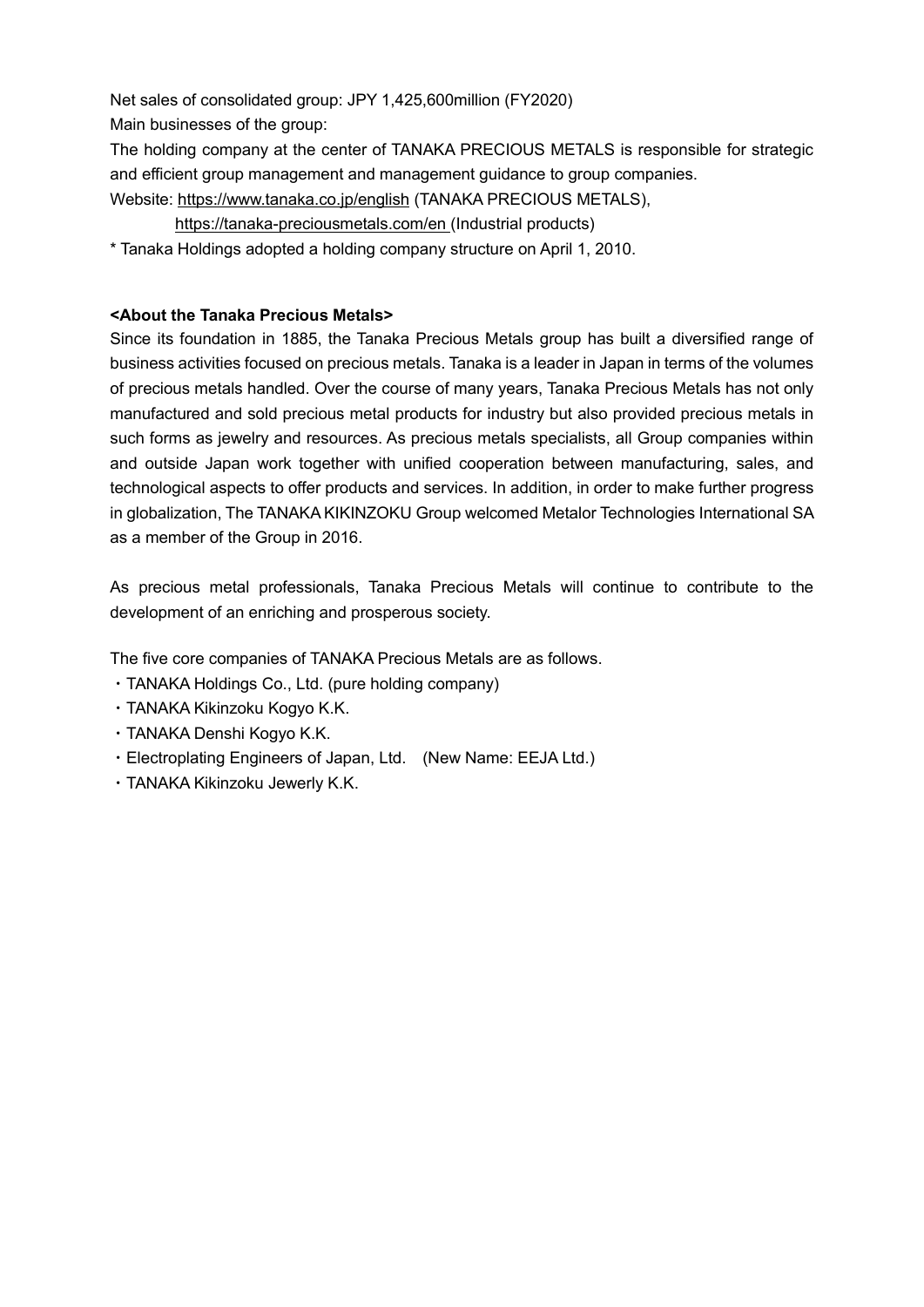Net sales of consolidated group: JPY 1,425,600million (FY2020)

Main businesses of the group:

The holding company at the center of TANAKA PRECIOUS METALS is responsible for strategic and efficient group management and management guidance to group companies.

Website: https://www.tanaka.co.jp/english (TANAKA PRECIOUS METALS),
https://tanaka-preciousmetals.com/en (Industrial products)

* Tanaka Holdings adopted a holding company structure on April 1, 2010.

**<About the Tanaka Precious Metals>**

Since its foundation in 1885, the Tanaka Precious Metals group has built a diversified range of business activities focused on precious metals. Tanaka is a leader in Japan in terms of the volumes of precious metals handled. Over the course of many years, Tanaka Precious Metals has not only manufactured and sold precious metal products for industry but also provided precious metals in such forms as jewelry and resources. As precious metals specialists, all Group companies within and outside Japan work together with unified cooperation between manufacturing, sales, and technological aspects to offer products and services. In addition, in order to make further progress in globalization, The TANAKA KIKINZOKU Group welcomed Metalor Technologies International SA as a member of the Group in 2016.

As precious metal professionals, Tanaka Precious Metals will continue to contribute to the development of an enriching and prosperous society.

The five core companies of TANAKA Precious Metals are as follows.

- TANAKA Holdings Co., Ltd. (pure holding company)
- TANAKA Kikinzoku Kogyo K.K.
- TANAKA Denshi Kogyo K.K.
- Electroplating Engineers of Japan, Ltd. (New Name: EEJA Ltd.)
- TANAKA Kikinzoku Jewerly K.K.